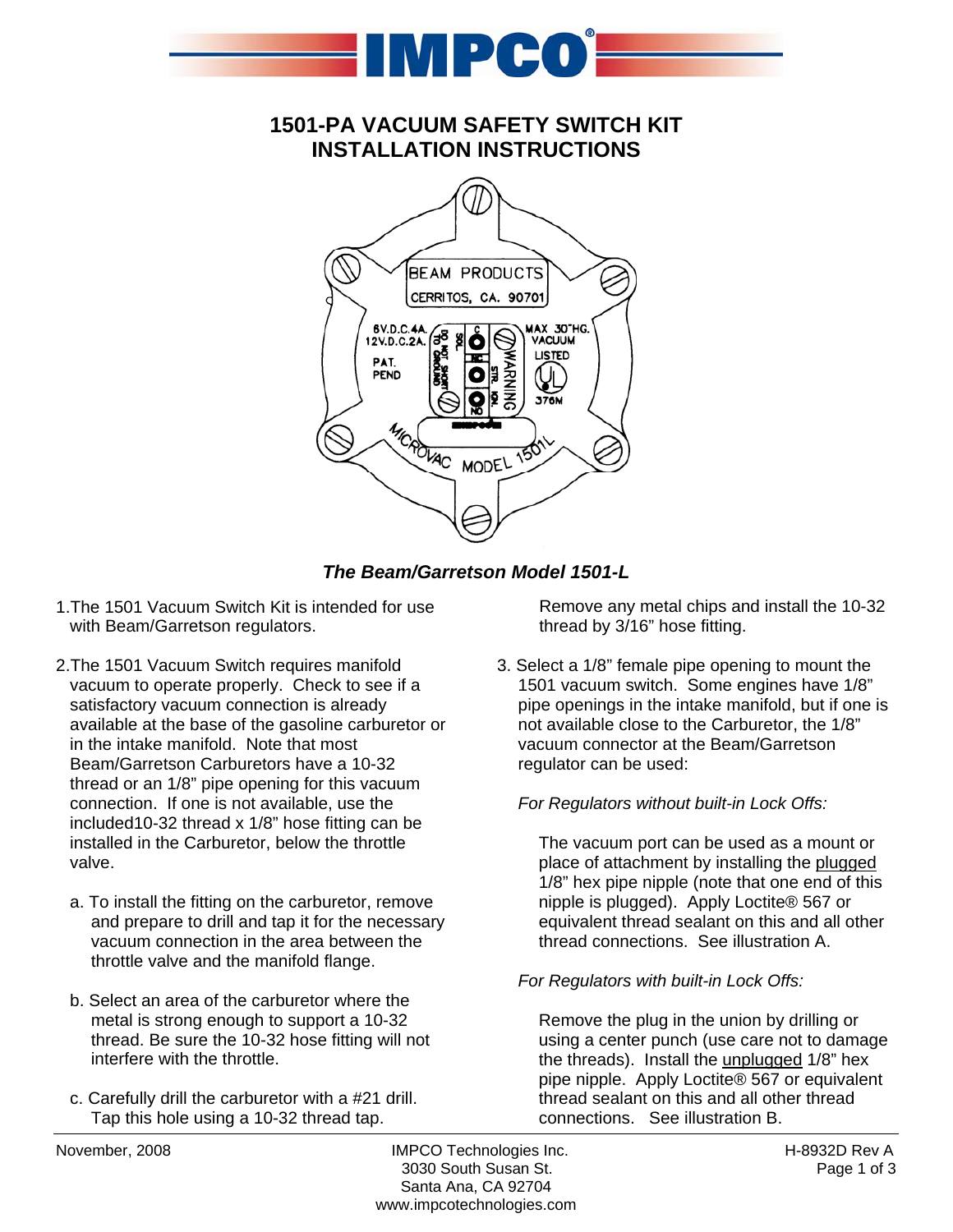# 1501-PA VACUUM SAFETY SWITCH KIT
# INSTALLATION INSTRUCTIONS

***The Beam/Garretson Model 1501-L***

1. The 1501 Vacuum Switch Kit is intended for use with Beam/Garretson regulators.

2. The 1501 Vacuum Switch requires manifold vacuum to operate properly. Check to see if a satisfactory vacuum connection is already available at the base of the gasoline carburetor or in the intake manifold. Note that most Beam/Garretson Carburetors have a 10-32 thread or an 1/8" pipe opening for this vacuum connection. If one is not available, use the included10-32 thread x 1/8" hose fitting can be installed in the Carburetor, below the throttle valve.

   a. To install the fitting on the carburetor, remove and prepare to drill and tap it for the necessary vacuum connection in the area between the throttle valve and the manifold flange.

   b. Select an area of the carburetor where the metal is strong enough to support a 10-32 thread. Be sure the 10-32 hose fitting will not interfere with the throttle.

   c. Carefully drill the carburetor with a #21 drill. Tap this hole using a 10-32 thread tap. Remove any metal chips and install the 10-32 thread by 3/16" hose fitting.

3. Select a 1/8" female pipe opening to mount the 1501 vacuum switch. Some engines have 1/8" pipe openings in the intake manifold, but if one is not available close to the Carburetor, the 1/8" vacuum connector at the Beam/Garretson regulator can be used:

   *For Regulators without built-in Lock Offs:*

   The vacuum port can be used as a mount or place of attachment by installing the <u>plugged</u> 1/8" hex pipe nipple (note that one end of this nipple is plugged). Apply Loctite® 567 or equivalent thread sealant on this and all other thread connections. See illustration A.

   *For Regulators with built-in Lock Offs:*

   Remove the plug in the union by drilling or using a center punch (use care not to damage the threads). Install the <u>unplugged</u> 1/8" hex pipe nipple. Apply Loctite® 567 or equivalent thread sealant on this and all other thread connections. See illustration B.

November, 2008 | IMPCO Technologies Inc. 3030 South Susan St. Santa Ana, CA 92704 www.impcotechnologies.com | H-8932D Rev A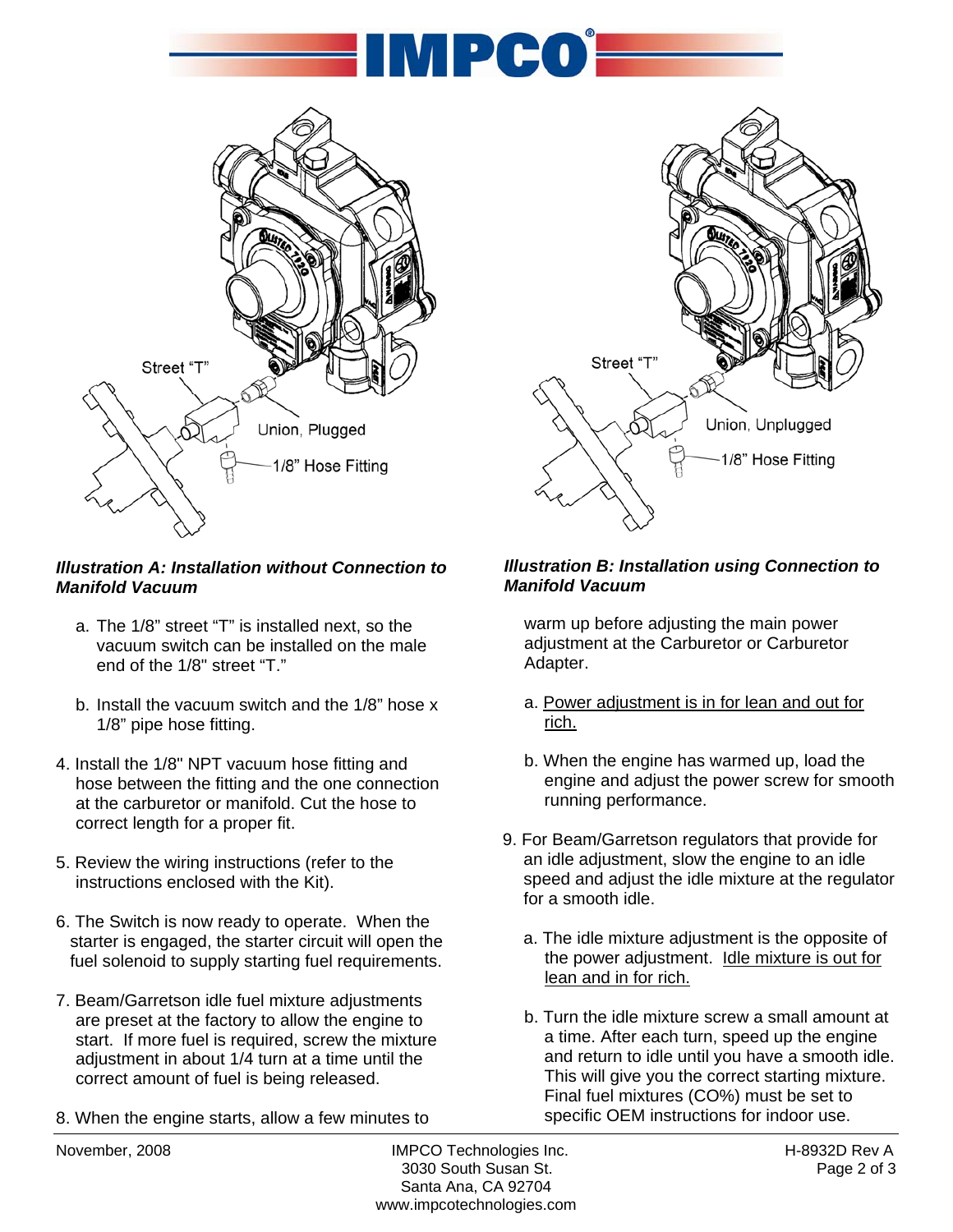Street "T"

Union, Plugged

1/8" Hose Fitting

***Illustration A: Installation without Connection to Manifold Vacuum***

Street "T"

Union, Unplugged

1/8" Hose Fitting

***Illustration B: Installation using Connection to Manifold Vacuum***

   a. The 1/8" street "T" is installed next, so the vacuum switch can be installed on the male end of the 1/8" street "T."

   b. Install the vacuum switch and the 1/8" hose x 1/8" pipe hose fitting.

4. Install the 1/8" NPT vacuum hose fitting and hose between the fitting and the one connection at the carburetor or manifold. Cut the hose to correct length for a proper fit.

5. Review the wiring instructions (refer to the instructions enclosed with the Kit).

6. The Switch is now ready to operate. When the starter is engaged, the starter circuit will open the fuel solenoid to supply starting fuel requirements.

7. Beam/Garretson idle fuel mixture adjustments are preset at the factory to allow the engine to start. If more fuel is required, screw the mixture adjustment in about 1/4 turn at a time until the correct amount of fuel is being released.

8. When the engine starts, allow a few minutes to warm up before adjusting the main power adjustment at the Carburetor or Carburetor Adapter.

   a. <u>Power adjustment is in for lean and out for rich.</u>

   b. When the engine has warmed up, load the engine and adjust the power screw for smooth running performance.

9. For Beam/Garretson regulators that provide for an idle adjustment, slow the engine to an idle speed and adjust the idle mixture at the regulator for a smooth idle.

   a. The idle mixture adjustment is the opposite of the power adjustment. <u>Idle mixture is out for lean and in for rich.</u>

   b. Turn the idle mixture screw a small amount at a time. After each turn, speed up the engine and return to idle until you have a smooth idle. This will give you the correct starting mixture. Final fuel mixtures (CO%) must be set to specific OEM instructions for indoor use.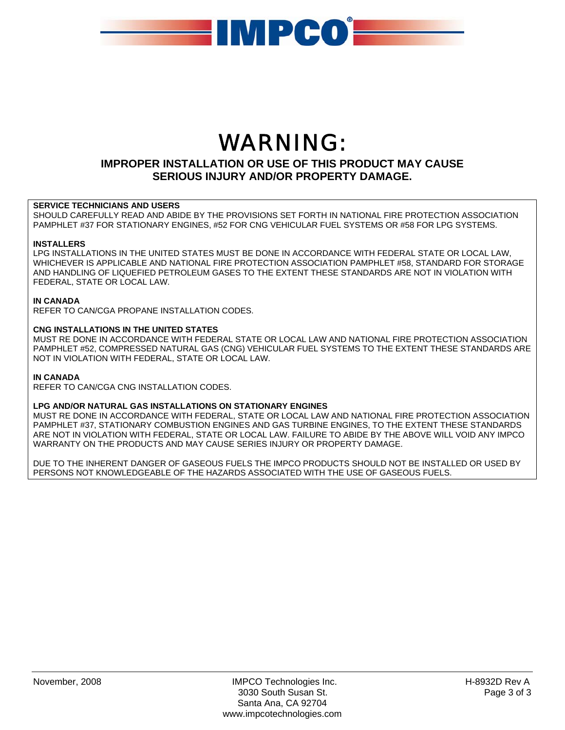# WARNING:

## IMPROPER INSTALLATION OR USE OF THIS PRODUCT MAY CAUSE SERIOUS INJURY AND/OR PROPERTY DAMAGE.

**SERVICE TECHNICIANS AND USERS**
SHOULD CAREFULLY READ AND ABIDE BY THE PROVISIONS SET FORTH IN NATIONAL FIRE PROTECTION ASSOCIATION PAMPHLET #37 FOR STATIONARY ENGINES, #52 FOR CNG VEHICULAR FUEL SYSTEMS OR #58 FOR LPG SYSTEMS.

**INSTALLERS**
LPG INSTALLATIONS IN THE UNITED STATES MUST BE DONE IN ACCORDANCE WITH FEDERAL STATE OR LOCAL LAW, WHICHEVER IS APPLICABLE AND NATIONAL FIRE PROTECTION ASSOCIATION PAMPHLET #58, STANDARD FOR STORAGE AND HANDLING OF LIQUEFIED PETROLEUM GASES TO THE EXTENT THESE STANDARDS ARE NOT IN VIOLATION WITH FEDERAL, STATE OR LOCAL LAW.

**IN CANADA**
REFER TO CAN/CGA PROPANE INSTALLATION CODES.

**CNG INSTALLATIONS IN THE UNITED STATES**
MUST RE DONE IN ACCORDANCE WITH FEDERAL STATE OR LOCAL LAW AND NATIONAL FIRE PROTECTION ASSOCIATION PAMPHLET #52, COMPRESSED NATURAL GAS (CNG) VEHICULAR FUEL SYSTEMS TO THE EXTENT THESE STANDARDS ARE NOT IN VIOLATION WITH FEDERAL, STATE OR LOCAL LAW.

**IN CANADA**
REFER TO CAN/CGA CNG INSTALLATION CODES.

**LPG AND/OR NATURAL GAS INSTALLATIONS ON STATIONARY ENGINES**
MUST RE DONE IN ACCORDANCE WITH FEDERAL, STATE OR LOCAL LAW AND NATIONAL FIRE PROTECTION ASSOCIATION PAMPHLET #37, STATIONARY COMBUSTION ENGINES AND GAS TURBINE ENGINES, TO THE EXTENT THESE STANDARDS ARE NOT IN VIOLATION WITH FEDERAL, STATE OR LOCAL LAW. FAILURE TO ABIDE BY THE ABOVE WILL VOID ANY IMPCO WARRANTY ON THE PRODUCTS AND MAY CAUSE SERIES INJURY OR PROPERTY DAMAGE.

DUE TO THE INHERENT DANGER OF GASEOUS FUELS THE IMPCO PRODUCTS SHOULD NOT BE INSTALLED OR USED BY PERSONS NOT KNOWLEDGEABLE OF THE HAZARDS ASSOCIATED WITH THE USE OF GASEOUS FUELS.

November, 2008

IMPCO Technologies Inc.
3030 South Susan St.
Santa Ana, CA 92704
www.impcotechnologies.com

H-8932D Rev A